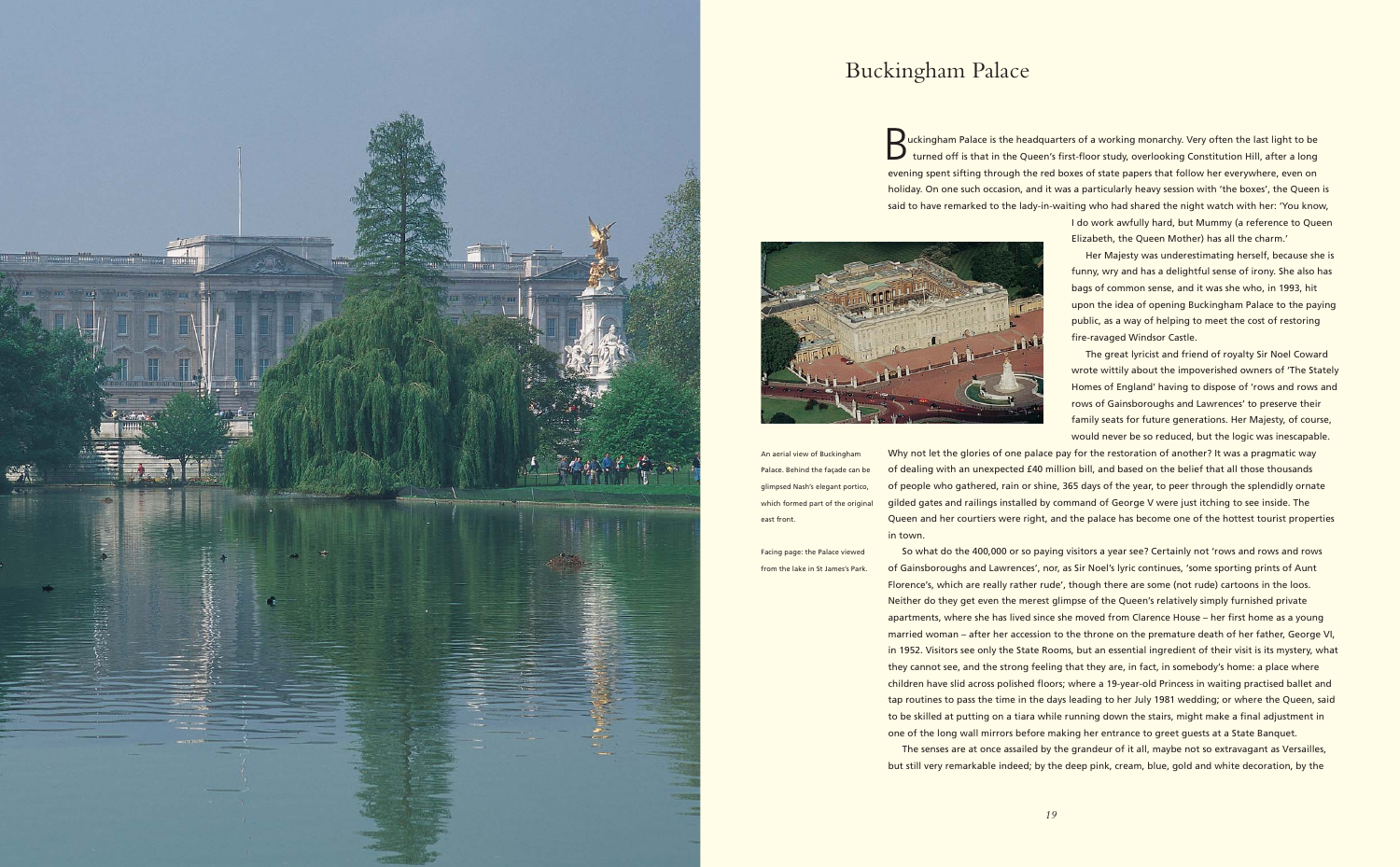# Buckingham Palace

Buckingham Palace is the headquarters of a working monarchy. Very often the last light to be turned off is that in the Queen's first-floor study, overlooking Constitution Hill, after a long evening spent sifting through the red boxes of state papers that follow her everywhere, even on holiday. On one such occasion, and it was a particularly heavy session with 'the boxes', the Queen is said to have remarked to the lady-in-waiting who had shared the night watch with her: 'You know, I do work awfully hard, but Mummy (a reference to Queen Elizabeth, the Queen Mother) has all the charm.'

Her Majesty was underestimating herself, because she is funny, wry and has a delightful sense of irony. She also has bags of common sense, and it was she who, in 1993, hit upon the idea of opening Buckingham Palace to the paying public, as a way of helping to meet the cost of restoring fire-ravaged Windsor Castle.

The great lyricist and friend of royalty Sir Noel Coward wrote wittily about the impoverished owners of 'The Stately Homes of England' having to dispose of 'rows and rows and rows of Gainsboroughs and Lawrences' to preserve their family seats for future generations. Her Majesty, of course, would never be so reduced, but the logic was inescapable. Why not let the glories of one palace pay for the restoration of another? It was a pragmatic way of dealing with an unexpected £40 million bill, and based on the belief that all those thousands of people who gathered, rain or shine, 365 days of the year, to peer through the splendidly ornate gilded gates and railings installed by command of George V were just itching to see inside. The Queen and her courtiers were right, and the palace has become one of the hottest tourist properties in town.

An aerial view of Buckingham Palace. Behind the façade can be glimpsed Nash's elegant portico, which formed part of the original east front.

Facing page: the Palace viewed from the lake in St James's Park.

So what do the 400,000 or so paying visitors a year see? Certainly not 'rows and rows and rows of Gainsboroughs and Lawrences', nor, as Sir Noel's lyric continues, 'some sporting prints of Aunt Florence's, which are really rather rude', though there are some (not rude) cartoons in the loos. Neither do they get even the merest glimpse of the Queen's relatively simply furnished private apartments, where she has lived since she moved from Clarence House – her first home as a young married woman – after her accession to the throne on the premature death of her father, George VI, in 1952. Visitors see only the State Rooms, but an essential ingredient of their visit is its mystery, what they cannot see, and the strong feeling that they are, in fact, in somebody's home: a place where children have slid across polished floors; where a 19-year-old Princess in waiting practised ballet and tap routines to pass the time in the days leading to her July 1981 wedding; or where the Queen, said to be skilled at putting on a tiara while running down the stairs, might make a final adjustment in one of the long wall mirrors before making her entrance to greet guests at a State Banquet.

The senses are at once assailed by the grandeur of it all, maybe not so extravagant as Versailles, but still very remarkable indeed; by the deep pink, cream, blue, gold and white decoration, by the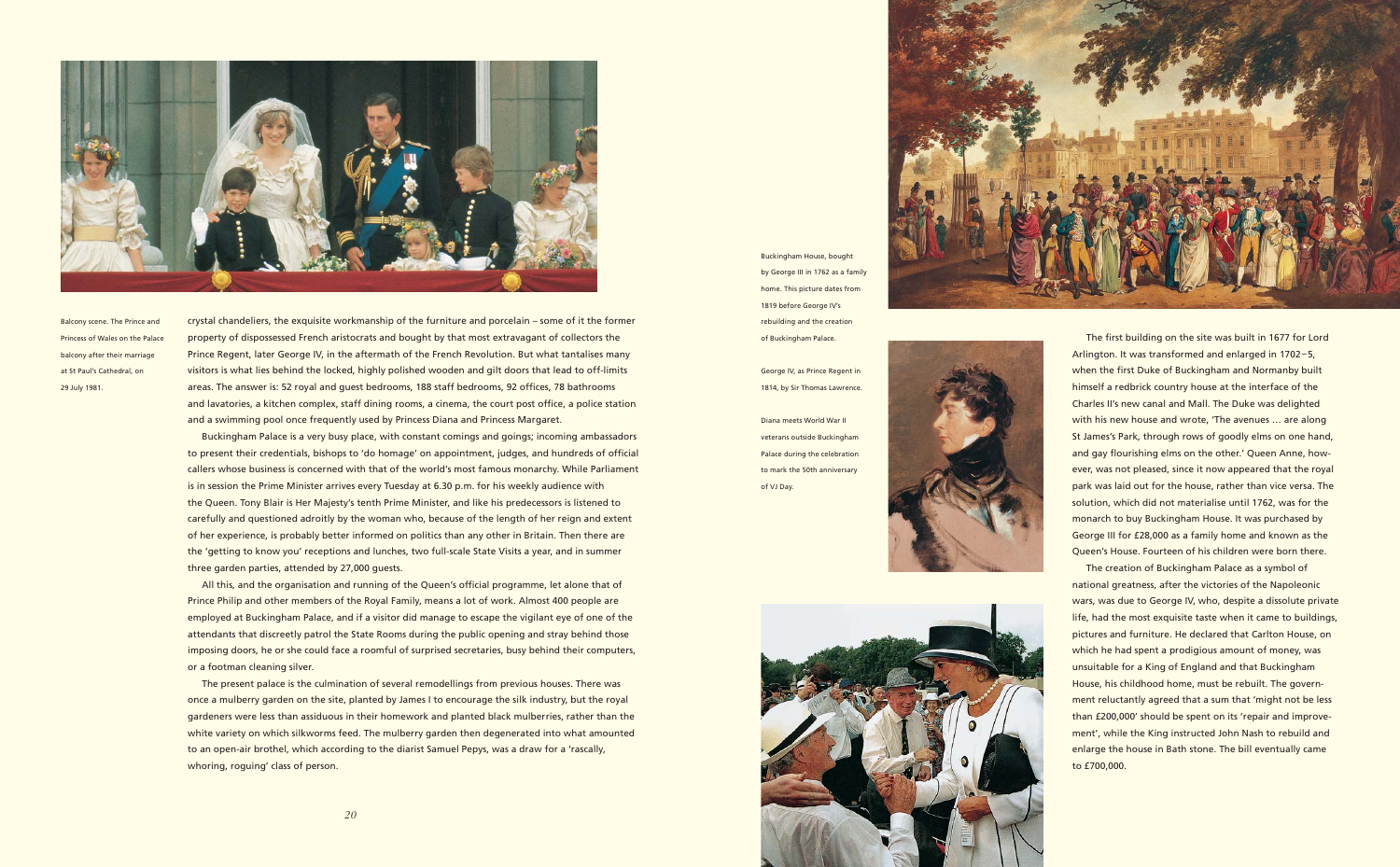Balcony scene. The Prince and Princess of Wales on the Palace balcony after their marriage at St Paul's Cathedral, on 29 July 1981.

crystal chandeliers, the exquisite workmanship of the furniture and porcelain – some of it the former property of dispossessed French aristocrats and bought by that most extravagant of collectors the Prince Regent, later George IV, in the aftermath of the French Revolution. But what tantalises many visitors is what lies behind the locked, highly polished wooden and gilt doors that lead to off-limits areas. The answer is: 52 royal and guest bedrooms, 188 staff bedrooms, 92 offices, 78 bathrooms and lavatories, a kitchen complex, staff dining rooms, a cinema, the court post office, a police station and a swimming pool once frequently used by Princess Diana and Princess Margaret.

Buckingham Palace is a very busy place, with constant comings and goings; incoming ambassadors to present their credentials, bishops to 'do homage' on appointment, judges, and hundreds of official callers whose business is concerned with that of the world's most famous monarchy. While Parliament is in session the Prime Minister arrives every Tuesday at 6.30 p.m. for his weekly audience with the Queen. Tony Blair is Her Majesty's tenth Prime Minister, and like his predecessors is listened to carefully and questioned adroitly by the woman who, because of the length of her reign and extent of her experience, is probably better informed on politics than any other in Britain. Then there are the 'getting to know you' receptions and lunches, two full-scale State Visits a year, and in summer three garden parties, attended by 27,000 guests.

All this, and the organisation and running of the Queen's official programme, let alone that of Prince Philip and other members of the Royal Family, means a lot of work. Almost 400 people are employed at Buckingham Palace, and if a visitor did manage to escape the vigilant eye of one of the attendants that discreetly patrol the State Rooms during the public opening and stray behind those imposing doors, he or she could face a roomful of surprised secretaries, busy behind their computers, or a footman cleaning silver.

The present palace is the culmination of several remodellings from previous houses. There was once a mulberry garden on the site, planted by James I to encourage the silk industry, but the royal gardeners were less than assiduous in their homework and planted black mulberries, rather than the white variety on which silkworms feed. The mulberry garden then degenerated into what amounted to an open-air brothel, which according to the diarist Samuel Pepys, was a draw for a 'rascally, whoring, roguing' class of person.

Buckingham House, bought by George III in 1762 as a family home. This picture dates from 1819 before George IV's rebuilding and the creation of Buckingham Palace.

George IV, as Prince Regent in 1814, by Sir Thomas Lawrence.

Diana meets World War II veterans outside Buckingham Palace during the celebration to mark the 50th anniversary of VJ Day.

The first building on the site was built in 1677 for Lord Arlington. It was transformed and enlarged in 1702–5, when the first Duke of Buckingham and Normanby built himself a redbrick country house at the interface of the Charles II's new canal and Mall. The Duke was delighted with his new house and wrote, 'The avenues … are along St James's Park, through rows of goodly elms on one hand, and gay flourishing elms on the other.' Queen Anne, however, was not pleased, since it now appeared that the royal park was laid out for the house, rather than vice versa. The solution, which did not materialise until 1762, was for the monarch to buy Buckingham House. It was purchased by George III for £28,000 as a family home and known as the Queen's House. Fourteen of his children were born there.

The creation of Buckingham Palace as a symbol of national greatness, after the victories of the Napoleonic wars, was due to George IV, who, despite a dissolute private life, had the most exquisite taste when it came to buildings, pictures and furniture. He declared that Carlton House, on which he had spent a prodigious amount of money, was unsuitable for a King of England and that Buckingham House, his childhood home, must be rebuilt. The government reluctantly agreed that a sum that 'might not be less than £200,000' should be spent on its 'repair and improvement', while the King instructed John Nash to rebuild and enlarge the house in Bath stone. The bill eventually came to £700,000.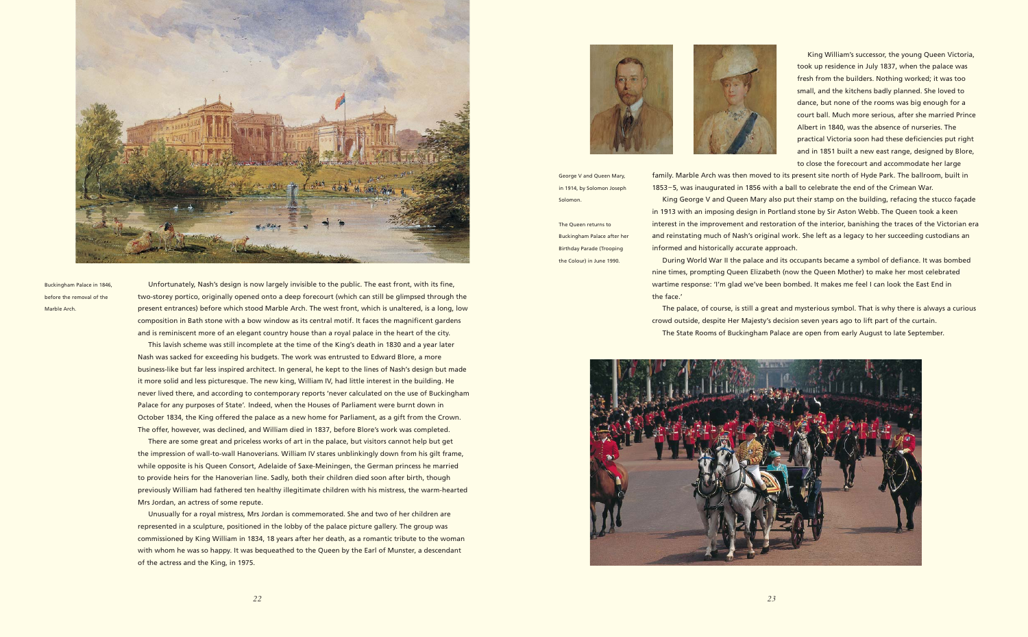Buckingham Palace in 1846, before the removal of the Marble Arch.

Unfortunately, Nash's design is now largely invisible to the public. The east front, with its fine, two-storey portico, originally opened onto a deep forecourt (which can still be glimpsed through the present entrances) before which stood Marble Arch. The west front, which is unaltered, is a long, low composition in Bath stone with a bow window as its central motif. It faces the magnificent gardens and is reminiscent more of an elegant country house than a royal palace in the heart of the city.

This lavish scheme was still incomplete at the time of the King's death in 1830 and a year later Nash was sacked for exceeding his budgets. The work was entrusted to Edward Blore, a more business-like but far less inspired architect. In general, he kept to the lines of Nash's design but made it more solid and less picturesque. The new king, William IV, had little interest in the building. He never lived there, and according to contemporary reports 'never calculated on the use of Buckingham Palace for any purposes of State'. Indeed, when the Houses of Parliament were burnt down in October 1834, the King offered the palace as a new home for Parliament, as a gift from the Crown. The offer, however, was declined, and William died in 1837, before Blore's work was completed.

There are some great and priceless works of art in the palace, but visitors cannot help but get the impression of wall-to-wall Hanoverians. William IV stares unblinkingly down from his gilt frame, while opposite is his Queen Consort, Adelaide of Saxe-Meiningen, the German princess he married to provide heirs for the Hanoverian line. Sadly, both their children died soon after birth, though previously William had fathered ten healthy illegitimate children with his mistress, the warm-hearted Mrs Jordan, an actress of some repute.

Unusually for a royal mistress, Mrs Jordan is commemorated. She and two of her children are represented in a sculpture, positioned in the lobby of the palace picture gallery. The group was commissioned by King William in 1834, 18 years after her death, as a romantic tribute to the woman with whom he was so happy. It was bequeathed to the Queen by the Earl of Munster, a descendant of the actress and the King, in 1975.

George V and Queen Mary, in 1914, by Solomon Joseph Solomon.

The Queen returns to Buckingham Palace after her Birthday Parade (Trooping the Colour) in June 1990.

King William's successor, the young Queen Victoria, took up residence in July 1837, when the palace was fresh from the builders. Nothing worked; it was too small, and the kitchens badly planned. She loved to dance, but none of the rooms was big enough for a court ball. Much more serious, after she married Prince Albert in 1840, was the absence of nurseries. The practical Victoria soon had these deficiencies put right and in 1851 built a new east range, designed by Blore, to close the forecourt and accommodate her large family. Marble Arch was then moved to its present site north of Hyde Park. The ballroom, built in 1853–5, was inaugurated in 1856 with a ball to celebrate the end of the Crimean War.

King George V and Queen Mary also put their stamp on the building, refacing the stucco façade in 1913 with an imposing design in Portland stone by Sir Aston Webb. The Queen took a keen interest in the improvement and restoration of the interior, banishing the traces of the Victorian era and reinstating much of Nash's original work. She left as a legacy to her succeeding custodians an informed and historically accurate approach.

During World War II the palace and its occupants became a symbol of defiance. It was bombed nine times, prompting Queen Elizabeth (now the Queen Mother) to make her most celebrated wartime response: 'I'm glad we've been bombed. It makes me feel I can look the East End in the face.'

The palace, of course, is still a great and mysterious symbol. That is why there is always a curious crowd outside, despite Her Majesty's decision seven years ago to lift part of the curtain.

The State Rooms of Buckingham Palace are open from early August to late September.